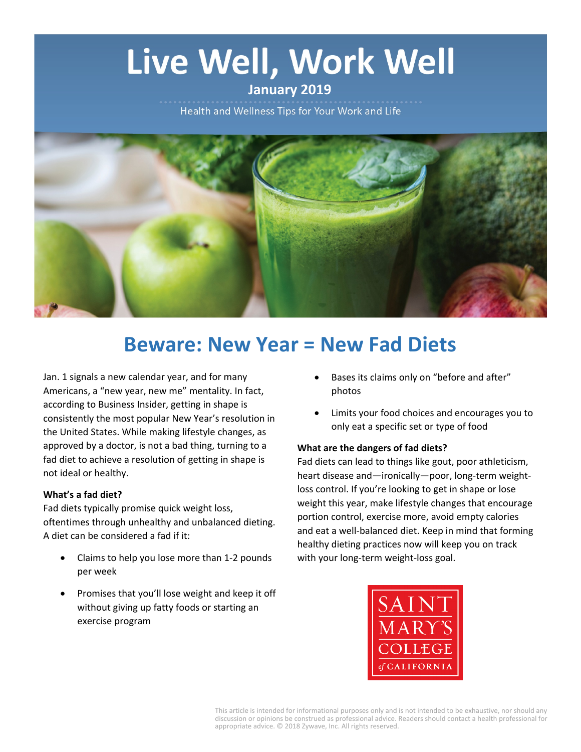# Live Well, Work Well

**January 2019**

Health and Wellness Tips for Your Work and Life

## Beware: New Year = New Fad Diets

Jan. 1 signals a new calendar year, and for many Americans, a "new year, new me" mentality. In fact, according to Business Insider, getting in shape is consistently the most popular New Year's resolution in the United States. While making lifestyle changes, as approved by a doctor, is not a bad thing, turning to a fad diet to achieve a resolution of getting in shape is not ideal or healthy.

**What's a fad diet?**

Fad diets typically promise quick weight loss, oftentimes through unhealthy and unbalanced dieting. A diet can be considered a fad if it:

- Claims to help you lose more than 1-2 pounds per week
- Promises that you'll lose weight and keep it off without giving up fatty foods or starting an exercise program
- Bases its claims only on "before and after" photos
- Limits your food choices and encourages you to only eat a specific set or type of food

**What are the dangers of fad diets?**

Fad diets can lead to things like gout, poor athleticism, heart disease and—ironically—poor, long-term weight-loss control. If you're looking to get in shape or lose weight this year, make lifestyle changes that encourage portion control, exercise more, avoid empty calories and eat a well-balanced diet. Keep in mind that forming healthy dieting practices now will keep you on track with your long-term weight-loss goal.

SAINT MARY'S COLLEGE of CALIFORNIA

This article is intended for informational purposes only and is not intended to be exhaustive, nor should any discussion or opinions be construed as professional advice. Readers should contact a health professional for appropriate advice. © 2018 Zywave, Inc. All rights reserved.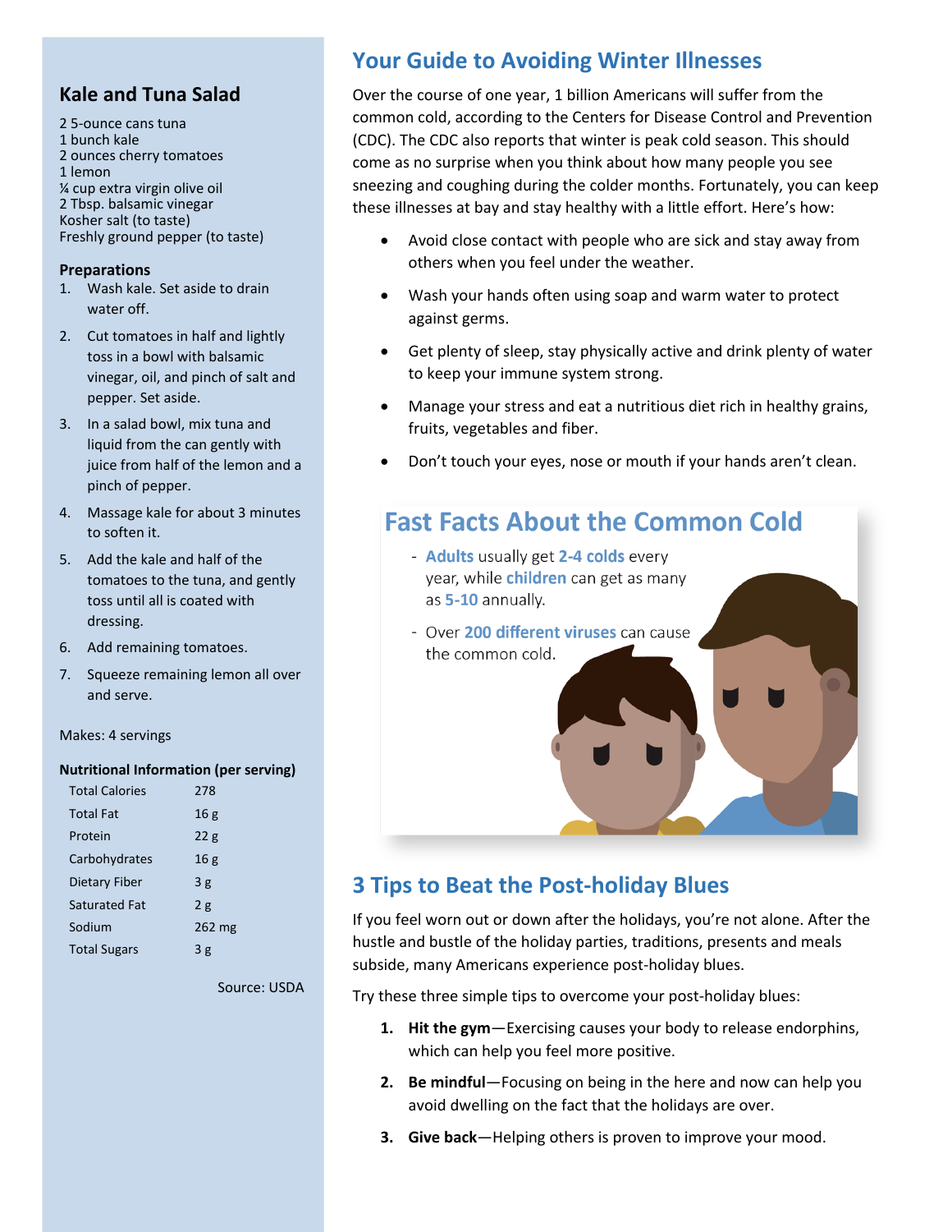## Kale and Tuna Salad

2 5-ounce cans tuna
1 bunch kale
2 ounces cherry tomatoes
1 lemon
¼ cup extra virgin olive oil
2 Tbsp. balsamic vinegar
Kosher salt (to taste)
Freshly ground pepper (to taste)

### Preparations

1. Wash kale. Set aside to drain water off.
2. Cut tomatoes in half and lightly toss in a bowl with balsamic vinegar, oil, and pinch of salt and pepper. Set aside.
3. In a salad bowl, mix tuna and liquid from the can gently with juice from half of the lemon and a pinch of pepper.
4. Massage kale for about 3 minutes to soften it.
5. Add the kale and half of the tomatoes to the tuna, and gently toss until all is coated with dressing.
6. Add remaining tomatoes.
7. Squeeze remaining lemon all over and serve.

Makes: 4 servings

### Nutritional Information (per serving)

| | |
|---|---|
| Total Calories | 278 |
| Total Fat | 16 g |
| Protein | 22 g |
| Carbohydrates | 16 g |
| Dietary Fiber | 3 g |
| Saturated Fat | 2 g |
| Sodium | 262 mg |
| Total Sugars | 3 g |

Source: USDA

# Your Guide to Avoiding Winter Illnesses

Over the course of one year, 1 billion Americans will suffer from the common cold, according to the Centers for Disease Control and Prevention (CDC). The CDC also reports that winter is peak cold season. This should come as no surprise when you think about how many people you see sneezing and coughing during the colder months. Fortunately, you can keep these illnesses at bay and stay healthy with a little effort. Here's how:

- Avoid close contact with people who are sick and stay away from others when you feel under the weather.
- Wash your hands often using soap and warm water to protect against germs.
- Get plenty of sleep, stay physically active and drink plenty of water to keep your immune system strong.
- Manage your stress and eat a nutritious diet rich in healthy grains, fruits, vegetables and fiber.
- Don't touch your eyes, nose or mouth if your hands aren't clean.

## Fast Facts About the Common Cold

- **Adults** usually get **2-4 colds** every year, while **children** can get as many as **5-10** annually.
- Over **200 different viruses** can cause the common cold.

# 3 Tips to Beat the Post-holiday Blues

If you feel worn out or down after the holidays, you're not alone. After the hustle and bustle of the holiday parties, traditions, presents and meals subside, many Americans experience post-holiday blues.

Try these three simple tips to overcome your post-holiday blues:

1. **Hit the gym**—Exercising causes your body to release endorphins, which can help you feel more positive.
2. **Be mindful**—Focusing on being in the here and now can help you avoid dwelling on the fact that the holidays are over.
3. **Give back**—Helping others is proven to improve your mood.